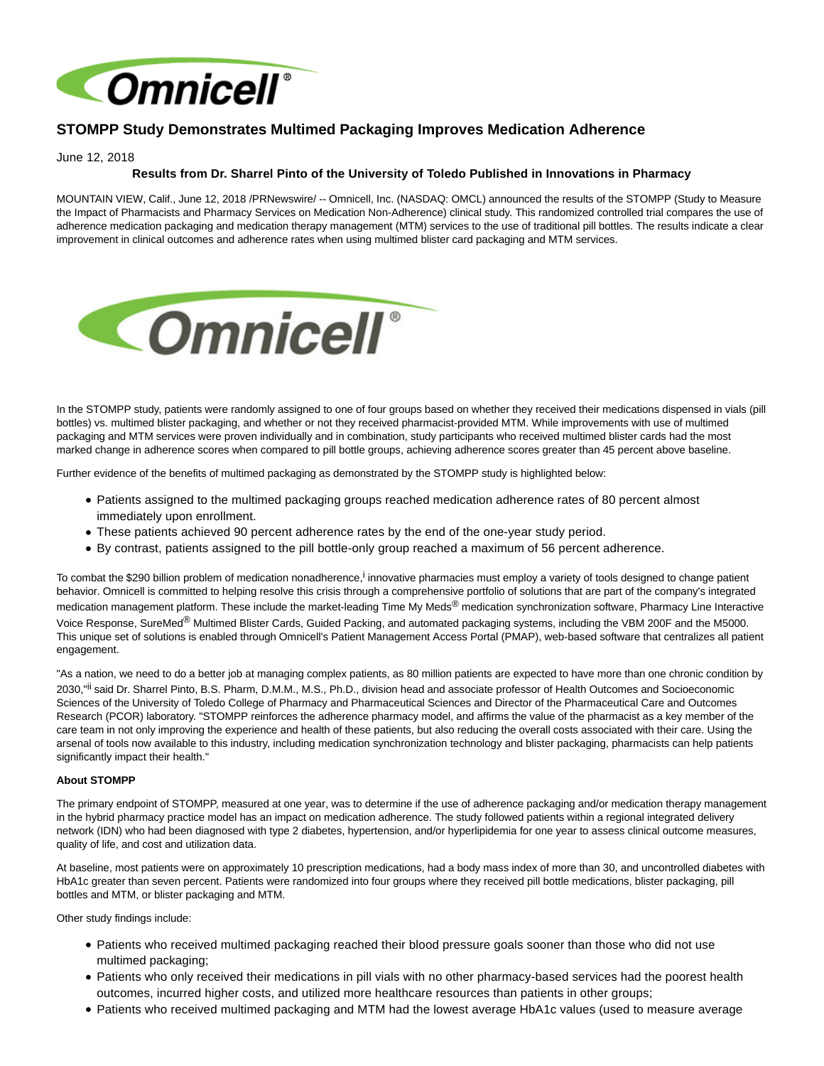# STOMPP Study Demonstrates Multimed Packaging Improves Medication Adherence

June 12, 2018

**Results from Dr. Sharrel Pinto of the University of Toledo Published in Innovations in Pharmacy**

MOUNTAIN VIEW, Calif., June 12, 2018 /PRNewswire/ -- Omnicell, Inc. (NASDAQ: OMCL) announced the results of the STOMPP (Study to Measure the Impact of Pharmacists and Pharmacy Services on Medication Non-Adherence) clinical study. This randomized controlled trial compares the use of adherence medication packaging and medication therapy management (MTM) services to the use of traditional pill bottles. The results indicate a clear improvement in clinical outcomes and adherence rates when using multimed blister card packaging and MTM services.

In the STOMPP study, patients were randomly assigned to one of four groups based on whether they received their medications dispensed in vials (pill bottles) vs. multimed blister packaging, and whether or not they received pharmacist-provided MTM. While improvements with use of multimed packaging and MTM services were proven individually and in combination, study participants who received multimed blister cards had the most marked change in adherence scores when compared to pill bottle groups, achieving adherence scores greater than 45 percent above baseline.

Further evidence of the benefits of multimed packaging as demonstrated by the STOMPP study is highlighted below:

- Patients assigned to the multimed packaging groups reached medication adherence rates of 80 percent almost immediately upon enrollment.
- These patients achieved 90 percent adherence rates by the end of the one-year study period.
- By contrast, patients assigned to the pill bottle-only group reached a maximum of 56 percent adherence.

To combat the $290 billion problem of medication nonadherence,[i] innovative pharmacies must employ a variety of tools designed to change patient behavior. Omnicell is committed to helping resolve this crisis through a comprehensive portfolio of solutions that are part of the company's integrated medication management platform. These include the market-leading Time My Meds® medication synchronization software, Pharmacy Line Interactive Voice Response, SureMed® Multimed Blister Cards, Guided Packing, and automated packaging systems, including the VBM 200F and the M5000. This unique set of solutions is enabled through Omnicell's Patient Management Access Portal (PMAP), web-based software that centralizes all patient engagement.

"As a nation, we need to do a better job at managing complex patients, as 80 million patients are expected to have more than one chronic condition by 2030,"[ii] said Dr. Sharrel Pinto, B.S. Pharm, D.M.M., M.S., Ph.D., division head and associate professor of Health Outcomes and Socioeconomic Sciences of the University of Toledo College of Pharmacy and Pharmaceutical Sciences and Director of the Pharmaceutical Care and Outcomes Research (PCOR) laboratory. "STOMPP reinforces the adherence pharmacy model, and affirms the value of the pharmacist as a key member of the care team in not only improving the experience and health of these patients, but also reducing the overall costs associated with their care. Using the arsenal of tools now available to this industry, including medication synchronization technology and blister packaging, pharmacists can help patients significantly impact their health."

**About STOMPP**

The primary endpoint of STOMPP, measured at one year, was to determine if the use of adherence packaging and/or medication therapy management in the hybrid pharmacy practice model has an impact on medication adherence. The study followed patients within a regional integrated delivery network (IDN) who had been diagnosed with type 2 diabetes, hypertension, and/or hyperlipidemia for one year to assess clinical outcome measures, quality of life, and cost and utilization data.

At baseline, most patients were on approximately 10 prescription medications, had a body mass index of more than 30, and uncontrolled diabetes with HbA1c greater than seven percent. Patients were randomized into four groups where they received pill bottle medications, blister packaging, pill bottles and MTM, or blister packaging and MTM.

Other study findings include:

- Patients who received multimed packaging reached their blood pressure goals sooner than those who did not use multimed packaging;
- Patients who only received their medications in pill vials with no other pharmacy-based services had the poorest health outcomes, incurred higher costs, and utilized more healthcare resources than patients in other groups;
- Patients who received multimed packaging and MTM had the lowest average HbA1c values (used to measure average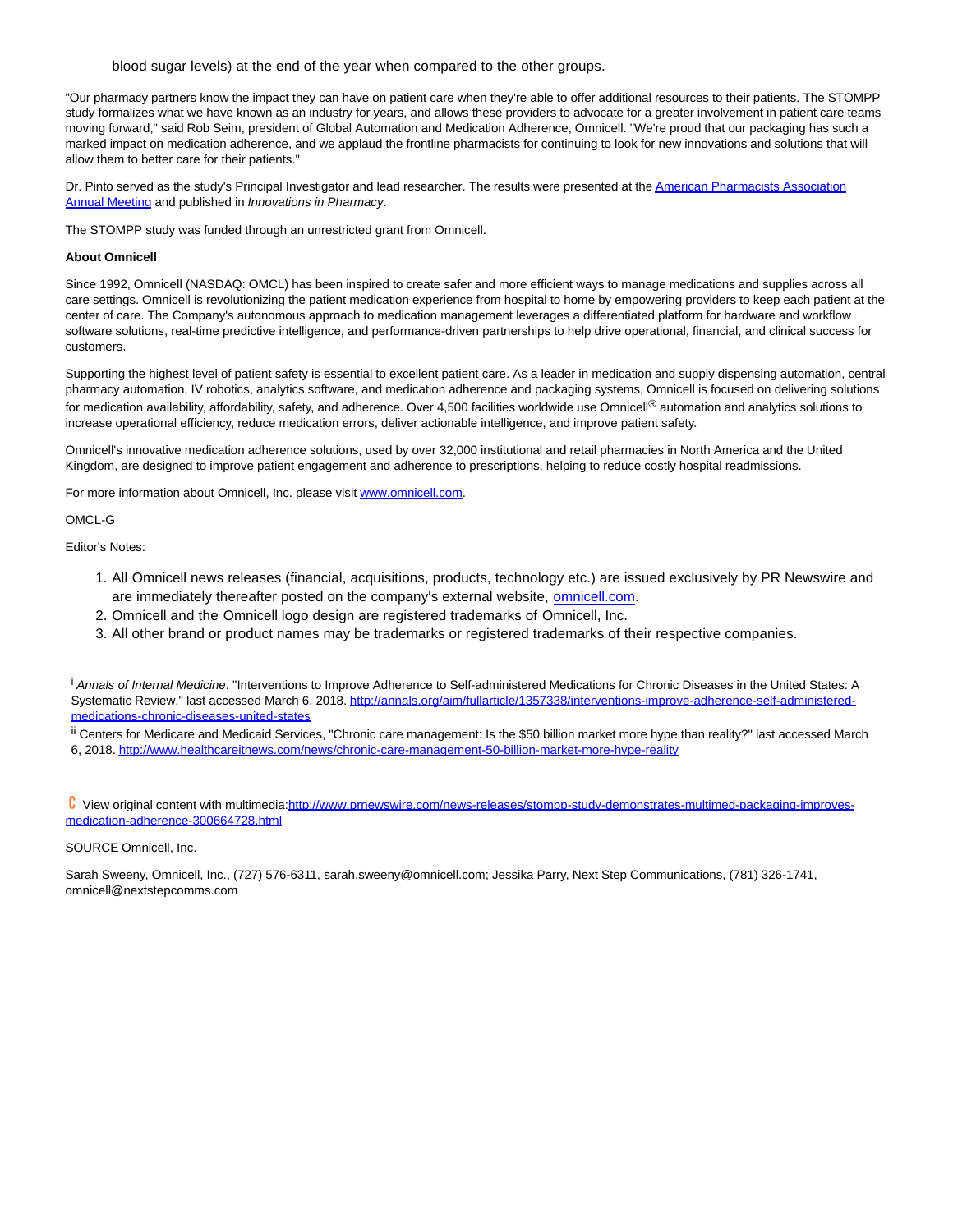blood sugar levels) at the end of the year when compared to the other groups.

"Our pharmacy partners know the impact they can have on patient care when they're able to offer additional resources to their patients. The STOMPP study formalizes what we have known as an industry for years, and allows these providers to advocate for a greater involvement in patient care teams moving forward," said Rob Seim, president of Global Automation and Medication Adherence, Omnicell. "We're proud that our packaging has such a marked impact on medication adherence, and we applaud the frontline pharmacists for continuing to look for new innovations and solutions that will allow them to better care for their patients."

Dr. Pinto served as the study's Principal Investigator and lead researcher. The results were presented at the [American Pharmacists Association Annual Meeting] and published in *Innovations in Pharmacy*.

The STOMPP study was funded through an unrestricted grant from Omnicell.

**About Omnicell**

Since 1992, Omnicell (NASDAQ: OMCL) has been inspired to create safer and more efficient ways to manage medications and supplies across all care settings. Omnicell is revolutionizing the patient medication experience from hospital to home by empowering providers to keep each patient at the center of care. The Company's autonomous approach to medication management leverages a differentiated platform for hardware and workflow software solutions, real-time predictive intelligence, and performance-driven partnerships to help drive operational, financial, and clinical success for customers.

Supporting the highest level of patient safety is essential to excellent patient care. As a leader in medication and supply dispensing automation, central pharmacy automation, IV robotics, analytics software, and medication adherence and packaging systems, Omnicell is focused on delivering solutions for medication availability, affordability, safety, and adherence. Over 4,500 facilities worldwide use Omnicell® automation and analytics solutions to increase operational efficiency, reduce medication errors, deliver actionable intelligence, and improve patient safety.

Omnicell's innovative medication adherence solutions, used by over 32,000 institutional and retail pharmacies in North America and the United Kingdom, are designed to improve patient engagement and adherence to prescriptions, helping to reduce costly hospital readmissions.

For more information about Omnicell, Inc. please visit www.omnicell.com.

OMCL-G

Editor's Notes:

1. All Omnicell news releases (financial, acquisitions, products, technology etc.) are issued exclusively by PR Newswire and are immediately thereafter posted on the company's external website, omnicell.com.
2. Omnicell and the Omnicell logo design are registered trademarks of Omnicell, Inc.
3. All other brand or product names may be trademarks or registered trademarks of their respective companies.

---

[i] *Annals of Internal Medicine*. "Interventions to Improve Adherence to Self-administered Medications for Chronic Diseases in the United States: A Systematic Review," last accessed March 6, 2018. http://annals.org/aim/fullarticle/1357338/interventions-improve-adherence-self-administered-medications-chronic-diseases-united-states

[ii] Centers for Medicare and Medicaid Services, "Chronic care management: Is the $50 billion market more hype than reality?" last accessed March 6, 2018. http://www.healthcareitnews.com/news/chronic-care-management-50-billion-market-more-hype-reality

View original content with multimedia:http://www.prnewswire.com/news-releases/stompp-study-demonstrates-multimed-packaging-improves-medication-adherence-300664728.html

SOURCE Omnicell, Inc.

Sarah Sweeny, Omnicell, Inc., (727) 576-6311, sarah.sweeny@omnicell.com; Jessika Parry, Next Step Communications, (781) 326-1741, omnicell@nextstepcomms.com